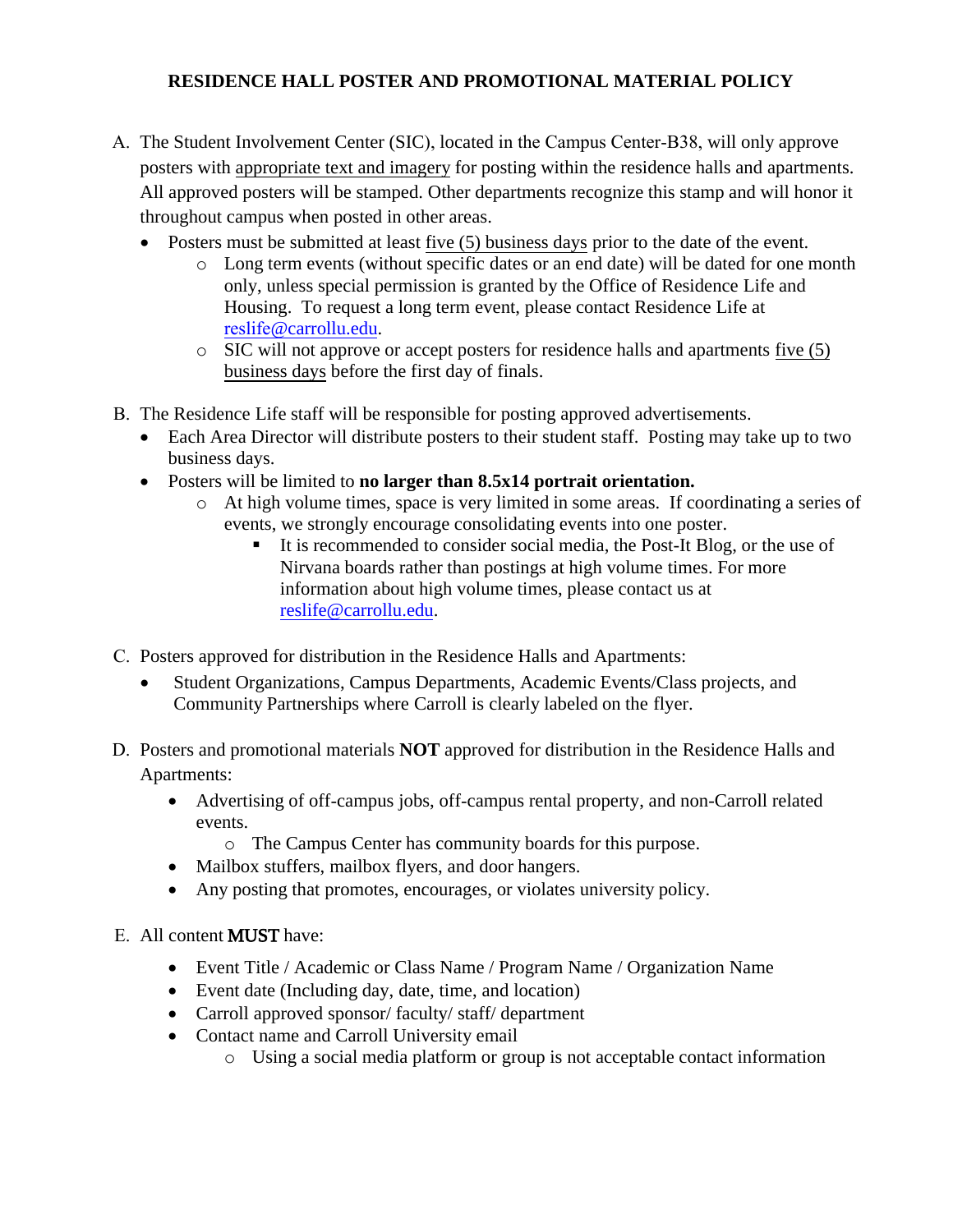# RESIDENCE HALL POSTER AND PROMOTIONAL MATERIAL POLICY

A. The Student Involvement Center (SIC), located in the Campus Center-B38, will only approve posters with appropriate text and imagery for posting within the residence halls and apartments. All approved posters will be stamped. Other departments recognize this stamp and will honor it throughout campus when posted in other areas.
   - Posters must be submitted at least five (5) business days prior to the date of the event.
     - Long term events (without specific dates or an end date) will be dated for one month only, unless special permission is granted by the Office of Residence Life and Housing. To request a long term event, please contact Residence Life at reslife@carrollu.edu.
     - SIC will not approve or accept posters for residence halls and apartments five (5) business days before the first day of finals.

B. The Residence Life staff will be responsible for posting approved advertisements.
   - Each Area Director will distribute posters to their student staff. Posting may take up to two business days.
   - Posters will be limited to **no larger than 8.5x14 portrait orientation.**
     - At high volume times, space is very limited in some areas. If coordinating a series of events, we strongly encourage consolidating events into one poster.
       - It is recommended to consider social media, the Post-It Blog, or the use of Nirvana boards rather than postings at high volume times. For more information about high volume times, please contact us at reslife@carrollu.edu.

C. Posters approved for distribution in the Residence Halls and Apartments:
   - Student Organizations, Campus Departments, Academic Events/Class projects, and Community Partnerships where Carroll is clearly labeled on the flyer.

D. Posters and promotional materials **NOT** approved for distribution in the Residence Halls and Apartments:
   - Advertising of off-campus jobs, off-campus rental property, and non-Carroll related events.
     - The Campus Center has community boards for this purpose.
   - Mailbox stuffers, mailbox flyers, and door hangers.
   - Any posting that promotes, encourages, or violates university policy.

E. All content MUST have:
   - Event Title / Academic or Class Name / Program Name / Organization Name
   - Event date (Including day, date, time, and location)
   - Carroll approved sponsor/ faculty/ staff/ department
   - Contact name and Carroll University email
     - Using a social media platform or group is not acceptable contact information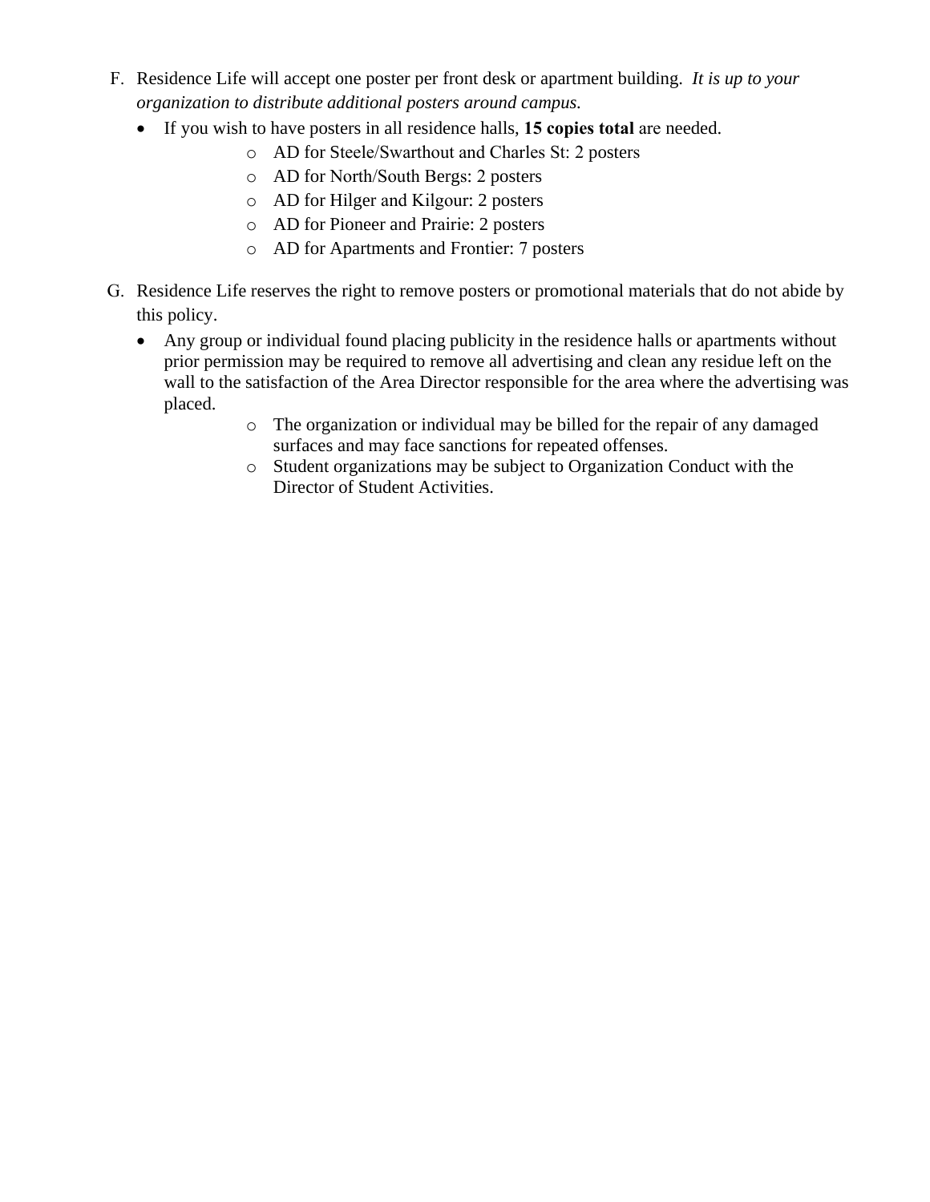F. Residence Life will accept one poster per front desk or apartment building. *It is up to your organization to distribute additional posters around campus.*
   - If you wish to have posters in all residence halls, **15 copies total** are needed.
     - AD for Steele/Swarthout and Charles St: 2 posters
     - AD for North/South Bergs: 2 posters
     - AD for Hilger and Kilgour: 2 posters
     - AD for Pioneer and Prairie: 2 posters
     - AD for Apartments and Frontier: 7 posters

G. Residence Life reserves the right to remove posters or promotional materials that do not abide by this policy.
   - Any group or individual found placing publicity in the residence halls or apartments without prior permission may be required to remove all advertising and clean any residue left on the wall to the satisfaction of the Area Director responsible for the area where the advertising was placed.
     - The organization or individual may be billed for the repair of any damaged surfaces and may face sanctions for repeated offenses.
     - Student organizations may be subject to Organization Conduct with the Director of Student Activities.